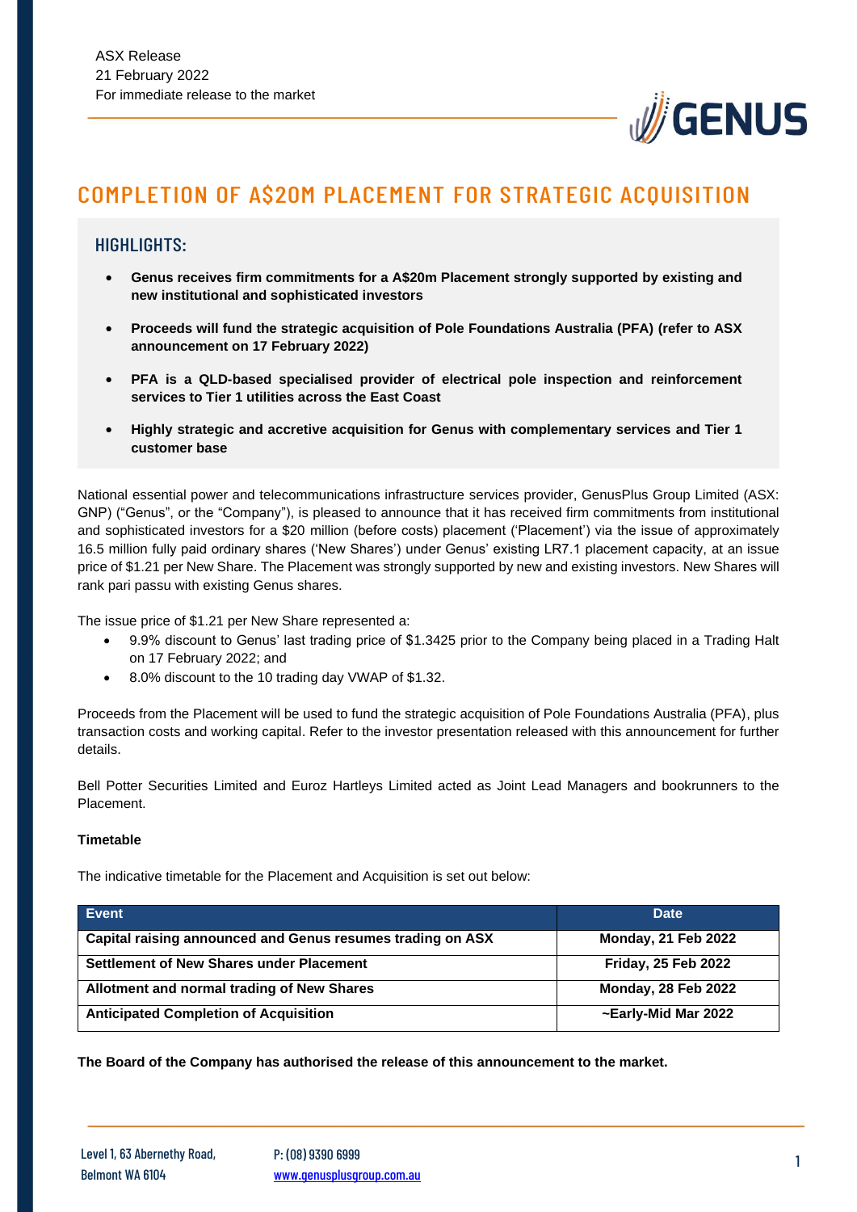ASX Release
21 February 2022
For immediate release to the market

# COMPLETION OF A$20M PLACEMENT FOR STRATEGIC ACQUISITION

## HIGHLIGHTS:

- **Genus receives firm commitments for a A$20m Placement strongly supported by existing and new institutional and sophisticated investors**
- **Proceeds will fund the strategic acquisition of Pole Foundations Australia (PFA) (refer to ASX announcement on 17 February 2022)**
- **PFA is a QLD-based specialised provider of electrical pole inspection and reinforcement services to Tier 1 utilities across the East Coast**
- **Highly strategic and accretive acquisition for Genus with complementary services and Tier 1 customer base**

National essential power and telecommunications infrastructure services provider, GenusPlus Group Limited (ASX: GNP) ("Genus", or the "Company"), is pleased to announce that it has received firm commitments from institutional and sophisticated investors for a $20 million (before costs) placement ('Placement') via the issue of approximately 16.5 million fully paid ordinary shares ('New Shares') under Genus' existing LR7.1 placement capacity, at an issue price of $1.21 per New Share. The Placement was strongly supported by new and existing investors. New Shares will rank pari passu with existing Genus shares.

The issue price of $1.21 per New Share represented a:

- 9.9% discount to Genus' last trading price of $1.3425 prior to the Company being placed in a Trading Halt on 17 February 2022; and
- 8.0% discount to the 10 trading day VWAP of $1.32.

Proceeds from the Placement will be used to fund the strategic acquisition of Pole Foundations Australia (PFA), plus transaction costs and working capital. Refer to the investor presentation released with this announcement for further details.

Bell Potter Securities Limited and Euroz Hartleys Limited acted as Joint Lead Managers and bookrunners to the Placement.

**Timetable**

The indicative timetable for the Placement and Acquisition is set out below:

| Event | Date |
|---|---|
| **Capital raising announced and Genus resumes trading on ASX** | **Monday, 21 Feb 2022** |
| **Settlement of New Shares under Placement** | **Friday, 25 Feb 2022** |
| **Allotment and normal trading of New Shares** | **Monday, 28 Feb 2022** |
| **Anticipated Completion of Acquisition** | **~Early-Mid Mar 2022** |

**The Board of the Company has authorised the release of this announcement to the market.**

Level 1, 63 Abernethy Road,
Belmont WA 6104

P: (08) 9390 6999
www.genusplusgroup.com.au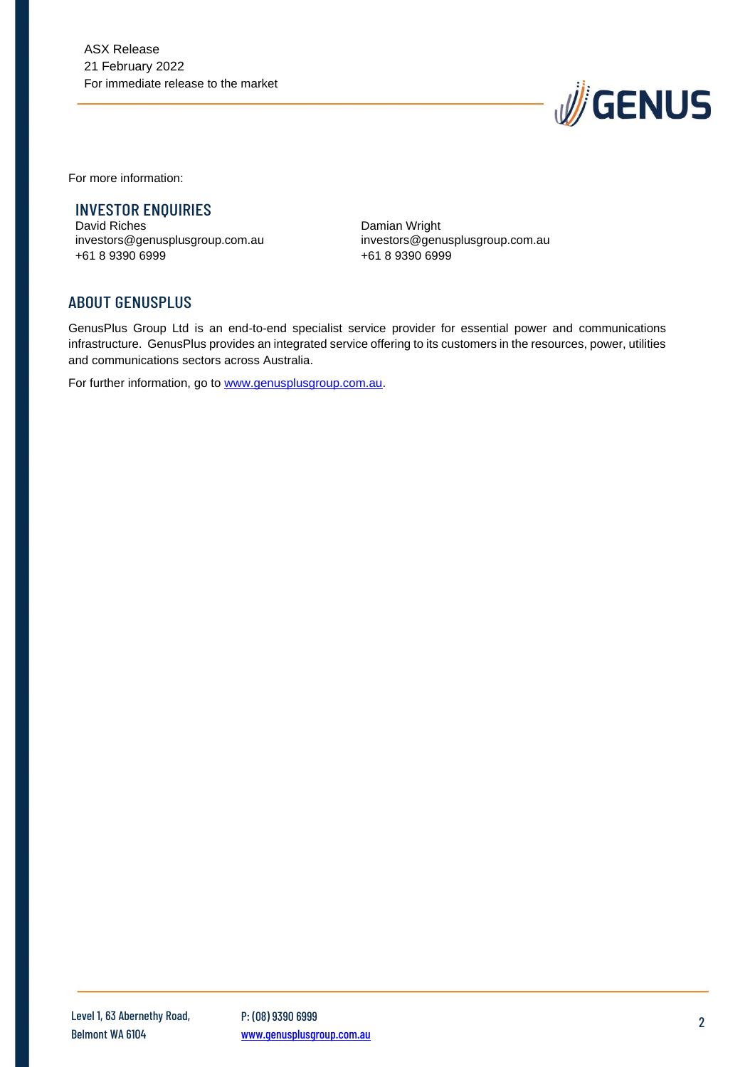ASX Release
21 February 2022
For immediate release to the market

For more information:

## INVESTOR ENQUIRIES

David Riches
investors@genusplusgroup.com.au
+61 8 9390 6999

Damian Wright
investors@genusplusgroup.com.au
+61 8 9390 6999

## ABOUT GENUSPLUS

GenusPlus Group Ltd is an end-to-end specialist service provider for essential power and communications infrastructure. GenusPlus provides an integrated service offering to its customers in the resources, power, utilities and communications sectors across Australia.

For further information, go to [www.genusplusgroup.com.au](http://www.genusplusgroup.com.au).